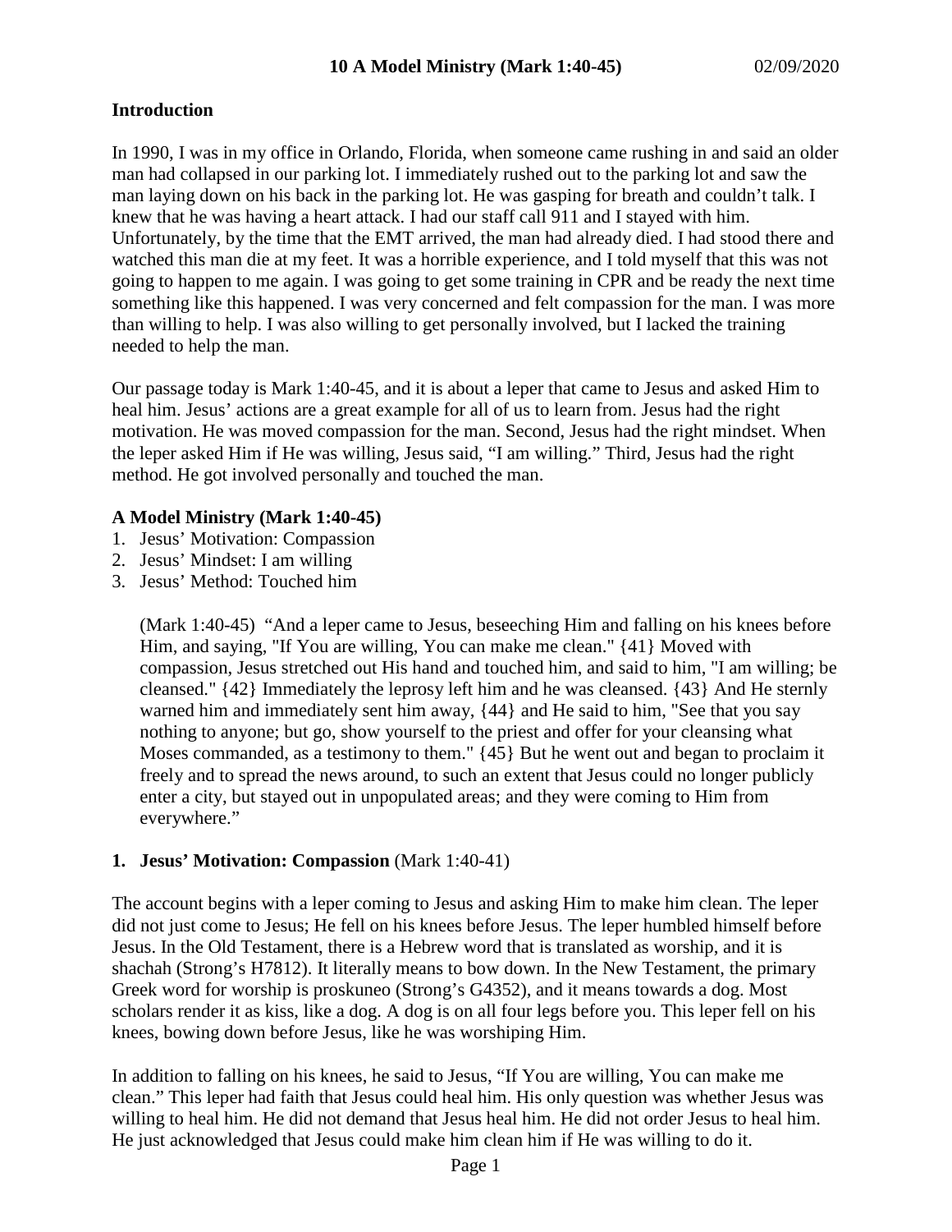# 10 A Model Ministry (Mark 1:40-45) 02/09/2020

**Introduction**

In 1990, I was in my office in Orlando, Florida, when someone came rushing in and said an older man had collapsed in our parking lot. I immediately rushed out to the parking lot and saw the man laying down on his back in the parking lot. He was gasping for breath and couldn't talk. I knew that he was having a heart attack. I had our staff call 911 and I stayed with him. Unfortunately, by the time that the EMT arrived, the man had already died. I had stood there and watched this man die at my feet. It was a horrible experience, and I told myself that this was not going to happen to me again. I was going to get some training in CPR and be ready the next time something like this happened. I was very concerned and felt compassion for the man. I was more than willing to help. I was also willing to get personally involved, but I lacked the training needed to help the man.

Our passage today is Mark 1:40-45, and it is about a leper that came to Jesus and asked Him to heal him. Jesus' actions are a great example for all of us to learn from. Jesus had the right motivation. He was moved compassion for the man. Second, Jesus had the right mindset. When the leper asked Him if He was willing, Jesus said, "I am willing." Third, Jesus had the right method. He got involved personally and touched the man.

**A Model Ministry (Mark 1:40-45)**

1. Jesus' Motivation: Compassion
2. Jesus' Mindset: I am willing
3. Jesus' Method: Touched him

> (Mark 1:40-45) "And a leper came to Jesus, beseeching Him and falling on his knees before Him, and saying, "If You are willing, You can make me clean." {41} Moved with compassion, Jesus stretched out His hand and touched him, and said to him, "I am willing; be cleansed." {42} Immediately the leprosy left him and he was cleansed. {43} And He sternly warned him and immediately sent him away, {44} and He said to him, "See that you say nothing to anyone; but go, show yourself to the priest and offer for your cleansing what Moses commanded, as a testimony to them." {45} But he went out and began to proclaim it freely and to spread the news around, to such an extent that Jesus could no longer publicly enter a city, but stayed out in unpopulated areas; and they were coming to Him from everywhere."

**1. Jesus' Motivation: Compassion** (Mark 1:40-41)

The account begins with a leper coming to Jesus and asking Him to make him clean. The leper did not just come to Jesus; He fell on his knees before Jesus. The leper humbled himself before Jesus. In the Old Testament, there is a Hebrew word that is translated as worship, and it is shachah (Strong's H7812). It literally means to bow down. In the New Testament, the primary Greek word for worship is proskuneo (Strong's G4352), and it means towards a dog. Most scholars render it as kiss, like a dog. A dog is on all four legs before you. This leper fell on his knees, bowing down before Jesus, like he was worshiping Him.

In addition to falling on his knees, he said to Jesus, "If You are willing, You can make me clean." This leper had faith that Jesus could heal him. His only question was whether Jesus was willing to heal him. He did not demand that Jesus heal him. He did not order Jesus to heal him. He just acknowledged that Jesus could make him clean him if He was willing to do it.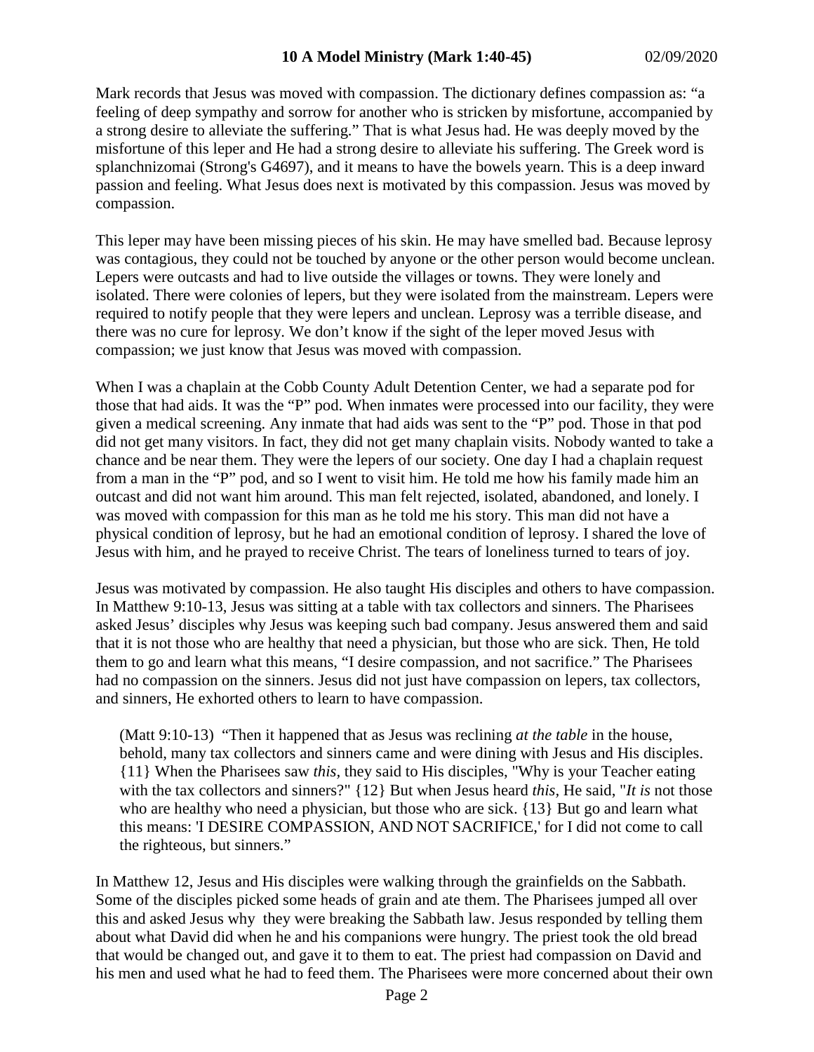Mark records that Jesus was moved with compassion. The dictionary defines compassion as: "a feeling of deep sympathy and sorrow for another who is stricken by misfortune, accompanied by a strong desire to alleviate the suffering." That is what Jesus had. He was deeply moved by the misfortune of this leper and He had a strong desire to alleviate his suffering. The Greek word is splanchnizomai (Strong's G4697), and it means to have the bowels yearn. This is a deep inward passion and feeling. What Jesus does next is motivated by this compassion. Jesus was moved by compassion.

This leper may have been missing pieces of his skin. He may have smelled bad. Because leprosy was contagious, they could not be touched by anyone or the other person would become unclean. Lepers were outcasts and had to live outside the villages or towns. They were lonely and isolated. There were colonies of lepers, but they were isolated from the mainstream. Lepers were required to notify people that they were lepers and unclean. Leprosy was a terrible disease, and there was no cure for leprosy. We don't know if the sight of the leper moved Jesus with compassion; we just know that Jesus was moved with compassion.

When I was a chaplain at the Cobb County Adult Detention Center, we had a separate pod for those that had aids. It was the "P" pod. When inmates were processed into our facility, they were given a medical screening. Any inmate that had aids was sent to the "P" pod. Those in that pod did not get many visitors. In fact, they did not get many chaplain visits. Nobody wanted to take a chance and be near them. They were the lepers of our society. One day I had a chaplain request from a man in the "P" pod, and so I went to visit him. He told me how his family made him an outcast and did not want him around. This man felt rejected, isolated, abandoned, and lonely. I was moved with compassion for this man as he told me his story. This man did not have a physical condition of leprosy, but he had an emotional condition of leprosy. I shared the love of Jesus with him, and he prayed to receive Christ. The tears of loneliness turned to tears of joy.

Jesus was motivated by compassion. He also taught His disciples and others to have compassion. In Matthew 9:10-13, Jesus was sitting at a table with tax collectors and sinners. The Pharisees asked Jesus' disciples why Jesus was keeping such bad company. Jesus answered them and said that it is not those who are healthy that need a physician, but those who are sick. Then, He told them to go and learn what this means, "I desire compassion, and not sacrifice." The Pharisees had no compassion on the sinners. Jesus did not just have compassion on lepers, tax collectors, and sinners, He exhorted others to learn to have compassion.

> (Matt 9:10-13) "Then it happened that as Jesus was reclining *at the table* in the house, behold, many tax collectors and sinners came and were dining with Jesus and His disciples. {11} When the Pharisees saw *this*, they said to His disciples, "Why is your Teacher eating with the tax collectors and sinners?" {12} But when Jesus heard *this*, He said, "*It is* not those who are healthy who need a physician, but those who are sick. {13} But go and learn what this means: 'I DESIRE COMPASSION, AND NOT SACRIFICE,' for I did not come to call the righteous, but sinners."

In Matthew 12, Jesus and His disciples were walking through the grainfields on the Sabbath. Some of the disciples picked some heads of grain and ate them. The Pharisees jumped all over this and asked Jesus why they were breaking the Sabbath law. Jesus responded by telling them about what David did when he and his companions were hungry. The priest took the old bread that would be changed out, and gave it to them to eat. The priest had compassion on David and his men and used what he had to feed them. The Pharisees were more concerned about their own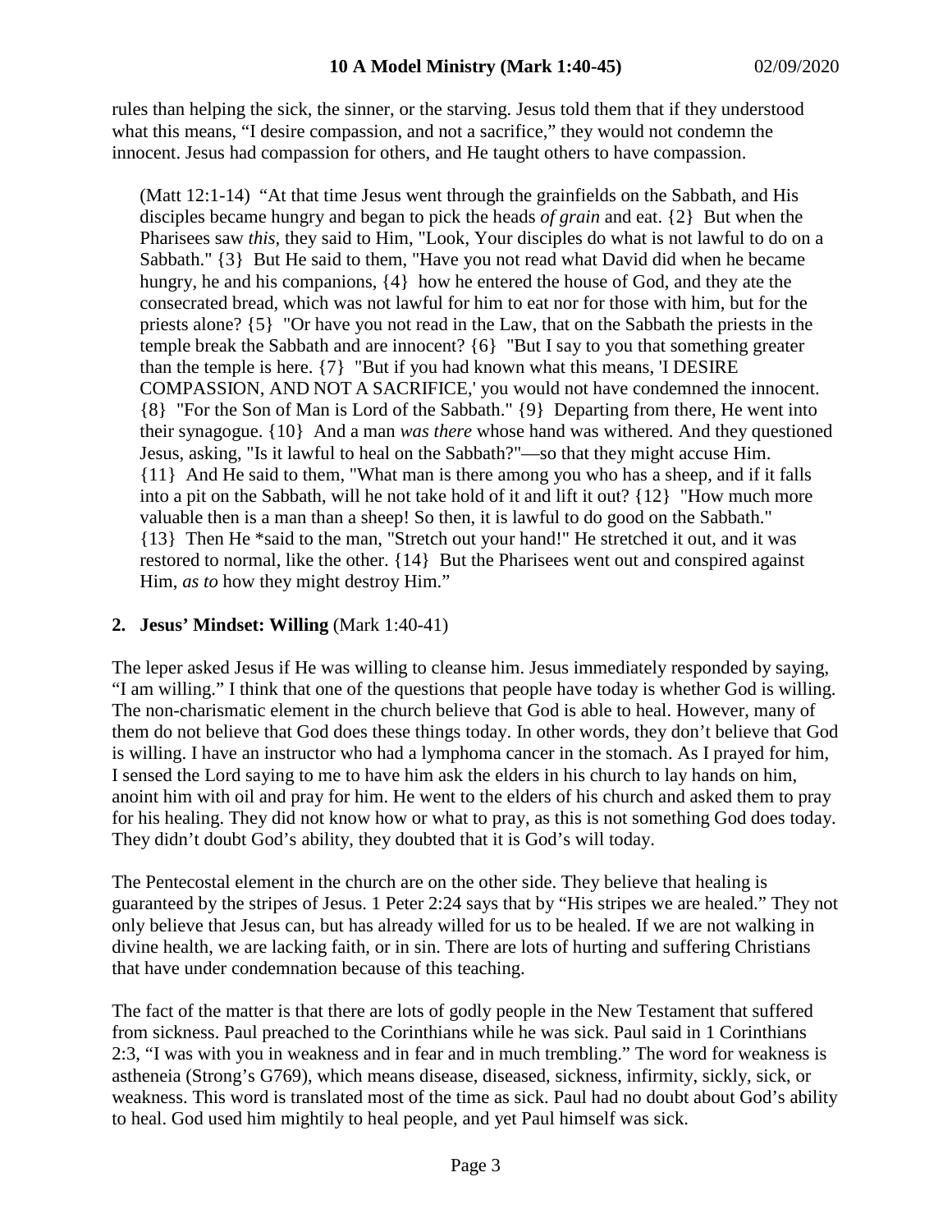rules than helping the sick, the sinner, or the starving. Jesus told them that if they understood what this means, "I desire compassion, and not a sacrifice," they would not condemn the innocent. Jesus had compassion for others, and He taught others to have compassion.

> (Matt 12:1-14) "At that time Jesus went through the grainfields on the Sabbath, and His disciples became hungry and began to pick the heads *of grain* and eat. {2} But when the Pharisees saw *this*, they said to Him, "Look, Your disciples do what is not lawful to do on a Sabbath." {3} But He said to them, "Have you not read what David did when he became hungry, he and his companions, {4} how he entered the house of God, and they ate the consecrated bread, which was not lawful for him to eat nor for those with him, but for the priests alone? {5} "Or have you not read in the Law, that on the Sabbath the priests in the temple break the Sabbath and are innocent? {6} "But I say to you that something greater than the temple is here. {7} "But if you had known what this means, 'I DESIRE COMPASSION, AND NOT A SACRIFICE,' you would not have condemned the innocent. {8} "For the Son of Man is Lord of the Sabbath." {9} Departing from there, He went into their synagogue. {10} And a man *was there* whose hand was withered. And they questioned Jesus, asking, "Is it lawful to heal on the Sabbath?"—so that they might accuse Him. {11} And He said to them, "What man is there among you who has a sheep, and if it falls into a pit on the Sabbath, will he not take hold of it and lift it out? {12} "How much more valuable then is a man than a sheep! So then, it is lawful to do good on the Sabbath." {13} Then He *said to the man, "Stretch out your hand!" He stretched it out, and it was restored to normal, like the other. {14} But the Pharisees went out and conspired against Him, *as to* how they might destroy Him."

**2. Jesus' Mindset: Willing** (Mark 1:40-41)

The leper asked Jesus if He was willing to cleanse him. Jesus immediately responded by saying, "I am willing." I think that one of the questions that people have today is whether God is willing. The non-charismatic element in the church believe that God is able to heal. However, many of them do not believe that God does these things today. In other words, they don't believe that God is willing. I have an instructor who had a lymphoma cancer in the stomach. As I prayed for him, I sensed the Lord saying to me to have him ask the elders in his church to lay hands on him, anoint him with oil and pray for him. He went to the elders of his church and asked them to pray for his healing. They did not know how or what to pray, as this is not something God does today. They didn't doubt God's ability, they doubted that it is God's will today.

The Pentecostal element in the church are on the other side. They believe that healing is guaranteed by the stripes of Jesus. 1 Peter 2:24 says that by "His stripes we are healed." They not only believe that Jesus can, but has already willed for us to be healed. If we are not walking in divine health, we are lacking faith, or in sin. There are lots of hurting and suffering Christians that have under condemnation because of this teaching.

The fact of the matter is that there are lots of godly people in the New Testament that suffered from sickness. Paul preached to the Corinthians while he was sick. Paul said in 1 Corinthians 2:3, "I was with you in weakness and in fear and in much trembling." The word for weakness is astheneia (Strong's G769), which means disease, diseased, sickness, infirmity, sickly, sick, or weakness. This word is translated most of the time as sick. Paul had no doubt about God's ability to heal. God used him mightily to heal people, and yet Paul himself was sick.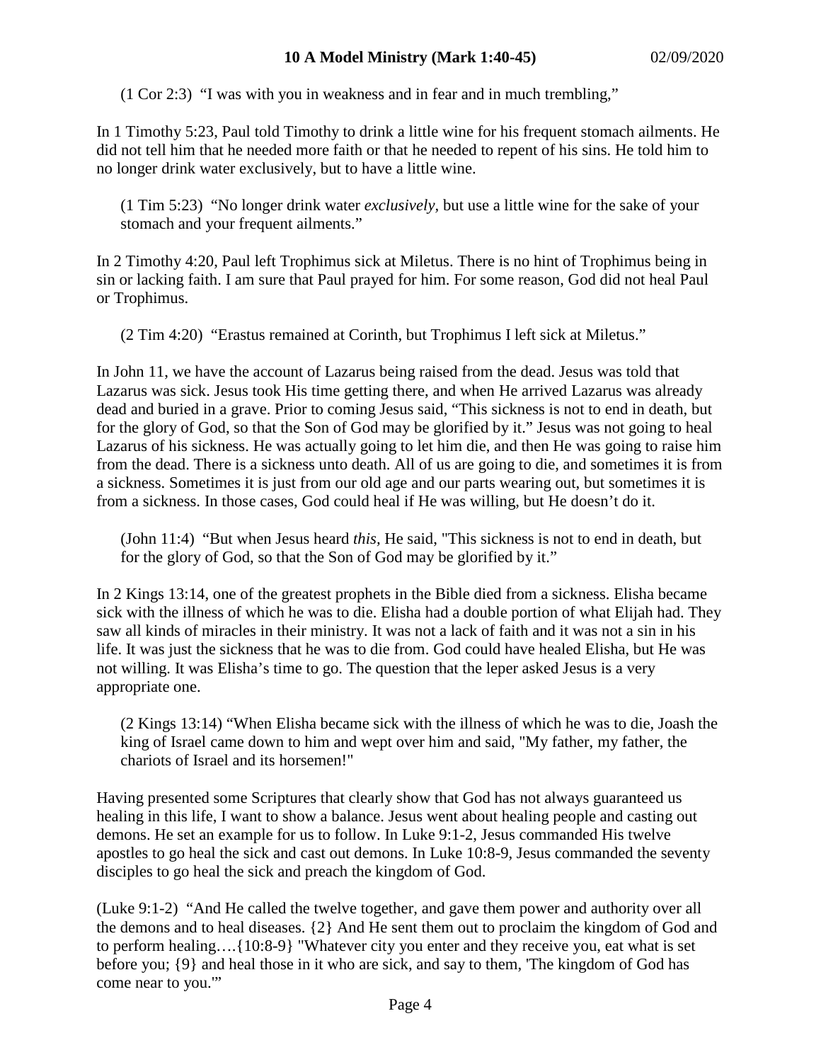(1 Cor 2:3) "I was with you in weakness and in fear and in much trembling,"

In 1 Timothy 5:23, Paul told Timothy to drink a little wine for his frequent stomach ailments. He did not tell him that he needed more faith or that he needed to repent of his sins. He told him to no longer drink water exclusively, but to have a little wine.

(1 Tim 5:23) "No longer drink water *exclusively*, but use a little wine for the sake of your stomach and your frequent ailments."

In 2 Timothy 4:20, Paul left Trophimus sick at Miletus. There is no hint of Trophimus being in sin or lacking faith. I am sure that Paul prayed for him. For some reason, God did not heal Paul or Trophimus.

(2 Tim 4:20) "Erastus remained at Corinth, but Trophimus I left sick at Miletus."

In John 11, we have the account of Lazarus being raised from the dead. Jesus was told that Lazarus was sick. Jesus took His time getting there, and when He arrived Lazarus was already dead and buried in a grave. Prior to coming Jesus said, "This sickness is not to end in death, but for the glory of God, so that the Son of God may be glorified by it." Jesus was not going to heal Lazarus of his sickness. He was actually going to let him die, and then He was going to raise him from the dead. There is a sickness unto death. All of us are going to die, and sometimes it is from a sickness. Sometimes it is just from our old age and our parts wearing out, but sometimes it is from a sickness. In those cases, God could heal if He was willing, but He doesn't do it.

(John 11:4) "But when Jesus heard *this*, He said, "This sickness is not to end in death, but for the glory of God, so that the Son of God may be glorified by it."

In 2 Kings 13:14, one of the greatest prophets in the Bible died from a sickness. Elisha became sick with the illness of which he was to die. Elisha had a double portion of what Elijah had. They saw all kinds of miracles in their ministry. It was not a lack of faith and it was not a sin in his life. It was just the sickness that he was to die from. God could have healed Elisha, but He was not willing. It was Elisha's time to go. The question that the leper asked Jesus is a very appropriate one.

(2 Kings 13:14) "When Elisha became sick with the illness of which he was to die, Joash the king of Israel came down to him and wept over him and said, "My father, my father, the chariots of Israel and its horsemen!"

Having presented some Scriptures that clearly show that God has not always guaranteed us healing in this life, I want to show a balance. Jesus went about healing people and casting out demons. He set an example for us to follow. In Luke 9:1-2, Jesus commanded His twelve apostles to go heal the sick and cast out demons. In Luke 10:8-9, Jesus commanded the seventy disciples to go heal the sick and preach the kingdom of God.

(Luke 9:1-2) "And He called the twelve together, and gave them power and authority over all the demons and to heal diseases. {2} And He sent them out to proclaim the kingdom of God and to perform healing….{10:8-9} "Whatever city you enter and they receive you, eat what is set before you; {9} and heal those in it who are sick, and say to them, 'The kingdom of God has come near to you.'"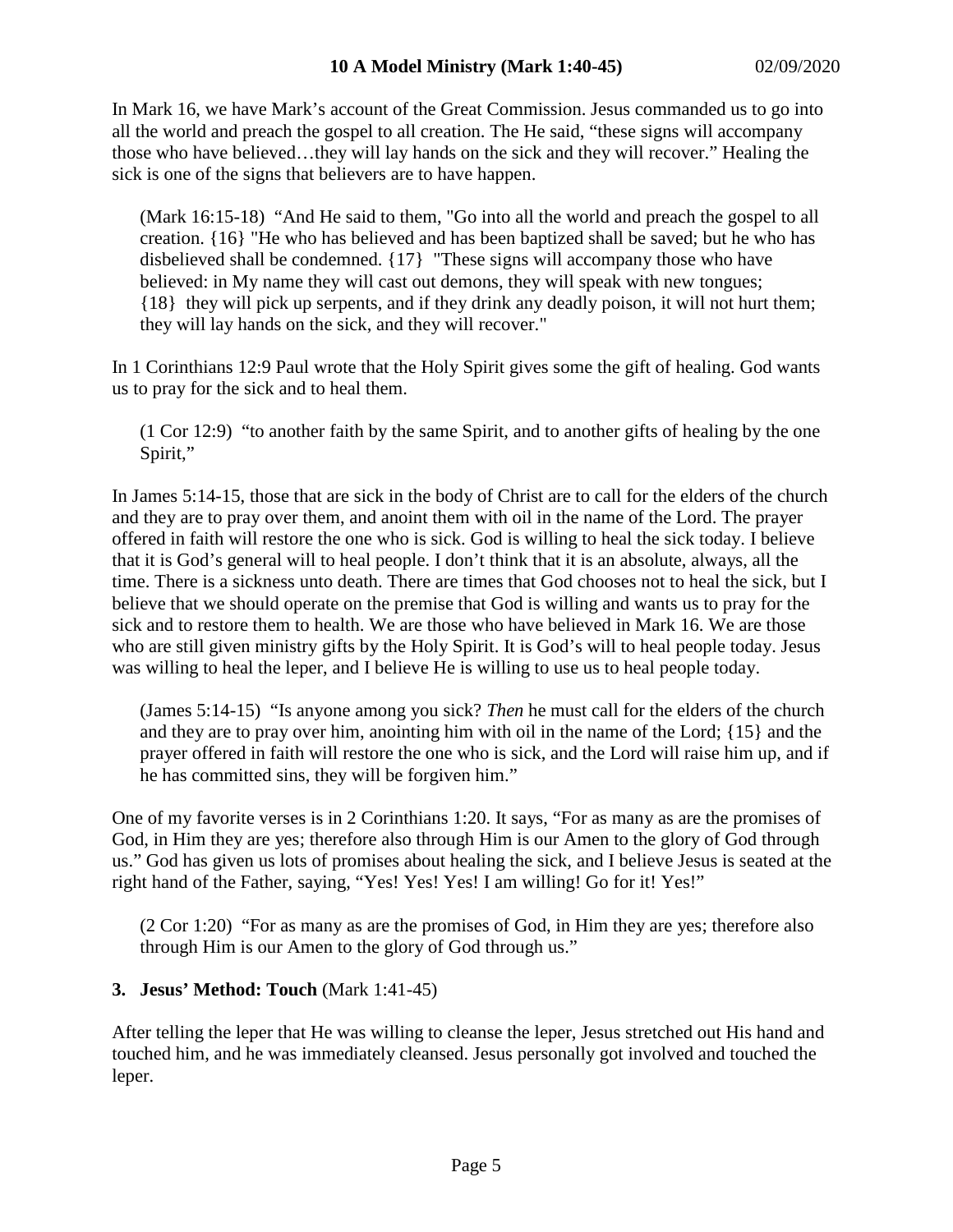In Mark 16, we have Mark's account of the Great Commission. Jesus commanded us to go into all the world and preach the gospel to all creation. The He said, "these signs will accompany those who have believed…they will lay hands on the sick and they will recover." Healing the sick is one of the signs that believers are to have happen.

> (Mark 16:15-18) "And He said to them, "Go into all the world and preach the gospel to all creation. {16} "He who has believed and has been baptized shall be saved; but he who has disbelieved shall be condemned. {17} "These signs will accompany those who have believed: in My name they will cast out demons, they will speak with new tongues; {18} they will pick up serpents, and if they drink any deadly poison, it will not hurt them; they will lay hands on the sick, and they will recover."

In 1 Corinthians 12:9 Paul wrote that the Holy Spirit gives some the gift of healing. God wants us to pray for the sick and to heal them.

> (1 Cor 12:9) "to another faith by the same Spirit, and to another gifts of healing by the one Spirit,"

In James 5:14-15, those that are sick in the body of Christ are to call for the elders of the church and they are to pray over them, and anoint them with oil in the name of the Lord. The prayer offered in faith will restore the one who is sick. God is willing to heal the sick today. I believe that it is God's general will to heal people. I don't think that it is an absolute, always, all the time. There is a sickness unto death. There are times that God chooses not to heal the sick, but I believe that we should operate on the premise that God is willing and wants us to pray for the sick and to restore them to health. We are those who have believed in Mark 16. We are those who are still given ministry gifts by the Holy Spirit. It is God's will to heal people today. Jesus was willing to heal the leper, and I believe He is willing to use us to heal people today.

> (James 5:14-15) "Is anyone among you sick? *Then* he must call for the elders of the church and they are to pray over him, anointing him with oil in the name of the Lord; {15} and the prayer offered in faith will restore the one who is sick, and the Lord will raise him up, and if he has committed sins, they will be forgiven him."

One of my favorite verses is in 2 Corinthians 1:20. It says, "For as many as are the promises of God, in Him they are yes; therefore also through Him is our Amen to the glory of God through us." God has given us lots of promises about healing the sick, and I believe Jesus is seated at the right hand of the Father, saying, "Yes! Yes! Yes! I am willing! Go for it! Yes!"

> (2 Cor 1:20) "For as many as are the promises of God, in Him they are yes; therefore also through Him is our Amen to the glory of God through us."

### 3. Jesus' Method: Touch (Mark 1:41-45)

After telling the leper that He was willing to cleanse the leper, Jesus stretched out His hand and touched him, and he was immediately cleansed. Jesus personally got involved and touched the leper.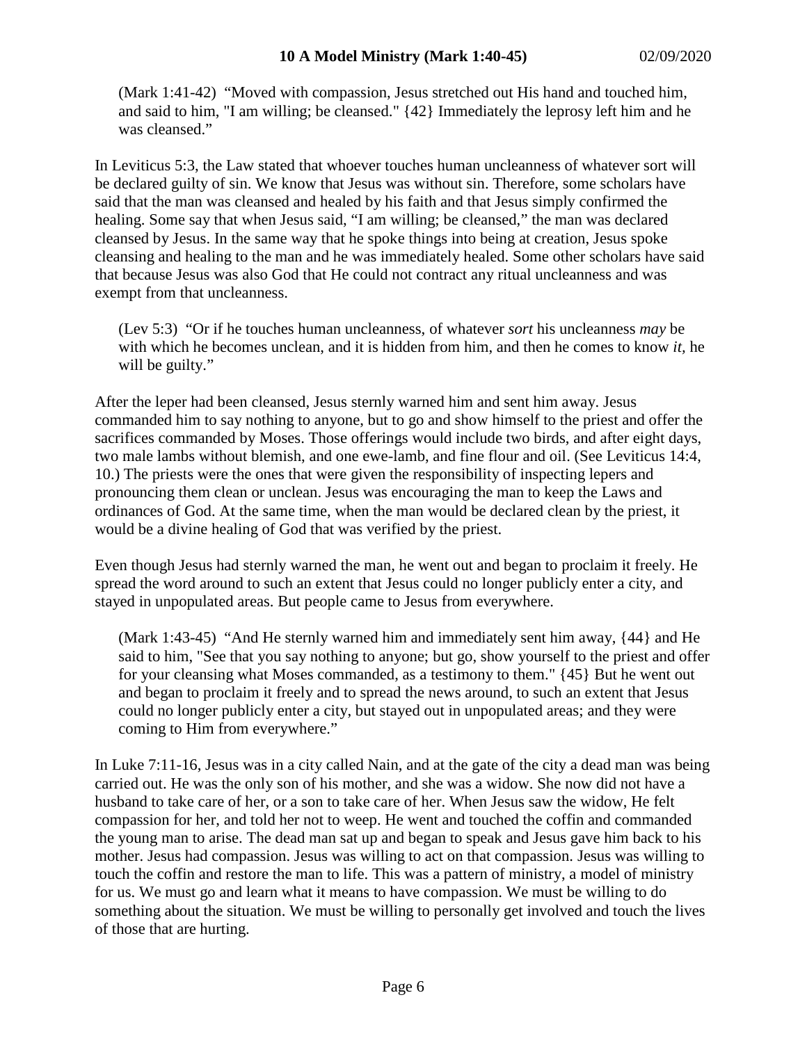(Mark 1:41-42) "Moved with compassion, Jesus stretched out His hand and touched him, and said to him, "I am willing; be cleansed." {42} Immediately the leprosy left him and he was cleansed."

In Leviticus 5:3, the Law stated that whoever touches human uncleanness of whatever sort will be declared guilty of sin. We know that Jesus was without sin. Therefore, some scholars have said that the man was cleansed and healed by his faith and that Jesus simply confirmed the healing. Some say that when Jesus said, "I am willing; be cleansed," the man was declared cleansed by Jesus. In the same way that he spoke things into being at creation, Jesus spoke cleansing and healing to the man and he was immediately healed. Some other scholars have said that because Jesus was also God that He could not contract any ritual uncleanness and was exempt from that uncleanness.

(Lev 5:3) "Or if he touches human uncleanness, of whatever *sort* his uncleanness *may* be with which he becomes unclean, and it is hidden from him, and then he comes to know *it*, he will be guilty."

After the leper had been cleansed, Jesus sternly warned him and sent him away. Jesus commanded him to say nothing to anyone, but to go and show himself to the priest and offer the sacrifices commanded by Moses. Those offerings would include two birds, and after eight days, two male lambs without blemish, and one ewe-lamb, and fine flour and oil. (See Leviticus 14:4, 10.) The priests were the ones that were given the responsibility of inspecting lepers and pronouncing them clean or unclean. Jesus was encouraging the man to keep the Laws and ordinances of God. At the same time, when the man would be declared clean by the priest, it would be a divine healing of God that was verified by the priest.

Even though Jesus had sternly warned the man, he went out and began to proclaim it freely. He spread the word around to such an extent that Jesus could no longer publicly enter a city, and stayed in unpopulated areas. But people came to Jesus from everywhere.

(Mark 1:43-45) "And He sternly warned him and immediately sent him away, {44} and He said to him, "See that you say nothing to anyone; but go, show yourself to the priest and offer for your cleansing what Moses commanded, as a testimony to them." {45} But he went out and began to proclaim it freely and to spread the news around, to such an extent that Jesus could no longer publicly enter a city, but stayed out in unpopulated areas; and they were coming to Him from everywhere."

In Luke 7:11-16, Jesus was in a city called Nain, and at the gate of the city a dead man was being carried out. He was the only son of his mother, and she was a widow. She now did not have a husband to take care of her, or a son to take care of her. When Jesus saw the widow, He felt compassion for her, and told her not to weep. He went and touched the coffin and commanded the young man to arise. The dead man sat up and began to speak and Jesus gave him back to his mother. Jesus had compassion. Jesus was willing to act on that compassion. Jesus was willing to touch the coffin and restore the man to life. This was a pattern of ministry, a model of ministry for us. We must go and learn what it means to have compassion. We must be willing to do something about the situation. We must be willing to personally get involved and touch the lives of those that are hurting.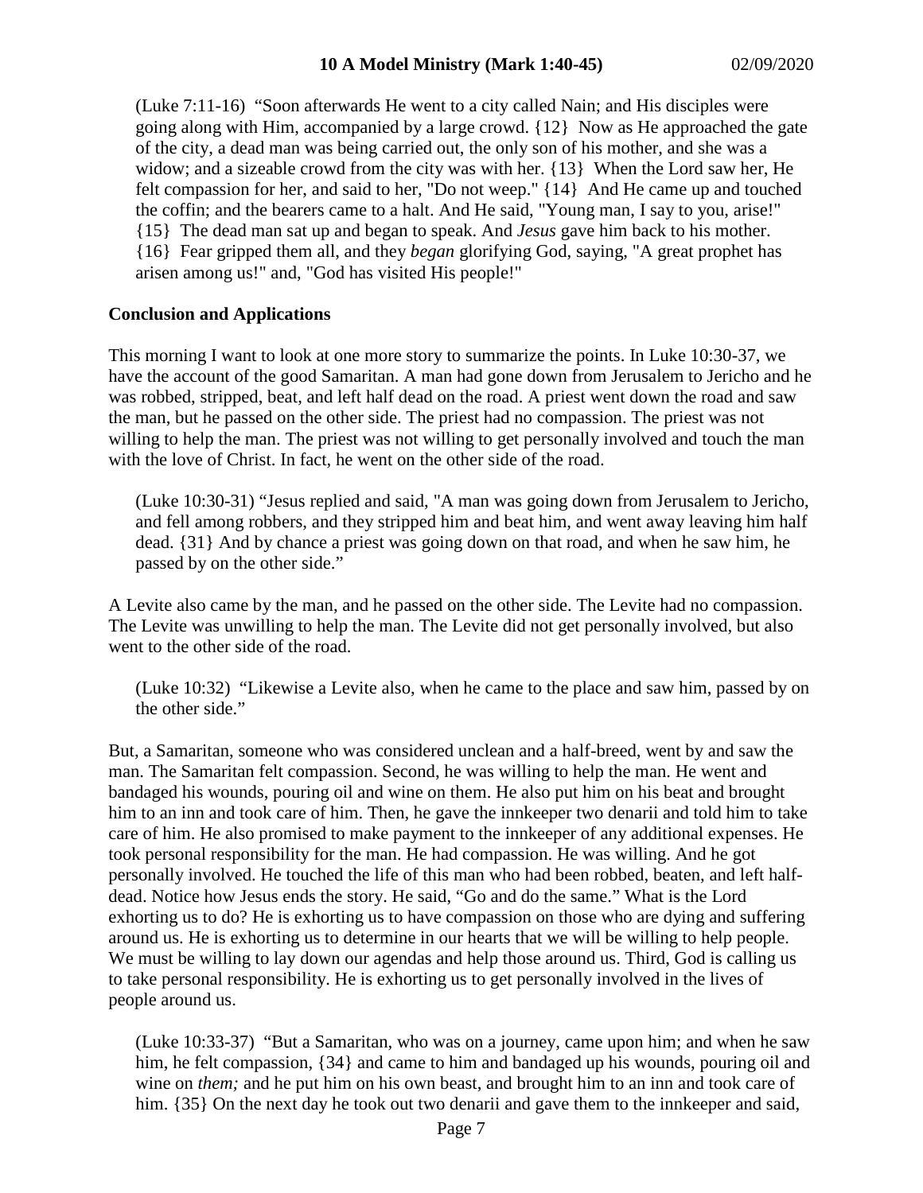(Luke 7:11-16) "Soon afterwards He went to a city called Nain; and His disciples were going along with Him, accompanied by a large crowd. {12} Now as He approached the gate of the city, a dead man was being carried out, the only son of his mother, and she was a widow; and a sizeable crowd from the city was with her. {13} When the Lord saw her, He felt compassion for her, and said to her, "Do not weep." {14} And He came up and touched the coffin; and the bearers came to a halt. And He said, "Young man, I say to you, arise!" {15} The dead man sat up and began to speak. And *Jesus* gave him back to his mother. {16} Fear gripped them all, and they *began* glorifying God, saying, "A great prophet has arisen among us!" and, "God has visited His people!"

**Conclusion and Applications**

This morning I want to look at one more story to summarize the points. In Luke 10:30-37, we have the account of the good Samaritan. A man had gone down from Jerusalem to Jericho and he was robbed, stripped, beat, and left half dead on the road. A priest went down the road and saw the man, but he passed on the other side. The priest had no compassion. The priest was not willing to help the man. The priest was not willing to get personally involved and touch the man with the love of Christ. In fact, he went on the other side of the road.

(Luke 10:30-31) "Jesus replied and said, "A man was going down from Jerusalem to Jericho, and fell among robbers, and they stripped him and beat him, and went away leaving him half dead. {31} And by chance a priest was going down on that road, and when he saw him, he passed by on the other side."

A Levite also came by the man, and he passed on the other side. The Levite had no compassion. The Levite was unwilling to help the man. The Levite did not get personally involved, but also went to the other side of the road.

(Luke 10:32) "Likewise a Levite also, when he came to the place and saw him, passed by on the other side."

But, a Samaritan, someone who was considered unclean and a half-breed, went by and saw the man. The Samaritan felt compassion. Second, he was willing to help the man. He went and bandaged his wounds, pouring oil and wine on them. He also put him on his beat and brought him to an inn and took care of him. Then, he gave the innkeeper two denarii and told him to take care of him. He also promised to make payment to the innkeeper of any additional expenses. He took personal responsibility for the man. He had compassion. He was willing. And he got personally involved. He touched the life of this man who had been robbed, beaten, and left half-dead. Notice how Jesus ends the story. He said, "Go and do the same." What is the Lord exhorting us to do? He is exhorting us to have compassion on those who are dying and suffering around us. He is exhorting us to determine in our hearts that we will be willing to help people. We must be willing to lay down our agendas and help those around us. Third, God is calling us to take personal responsibility. He is exhorting us to get personally involved in the lives of people around us.

(Luke 10:33-37) "But a Samaritan, who was on a journey, came upon him; and when he saw him, he felt compassion, {34} and came to him and bandaged up his wounds, pouring oil and wine on *them;* and he put him on his own beast, and brought him to an inn and took care of him. {35} On the next day he took out two denarii and gave them to the innkeeper and said,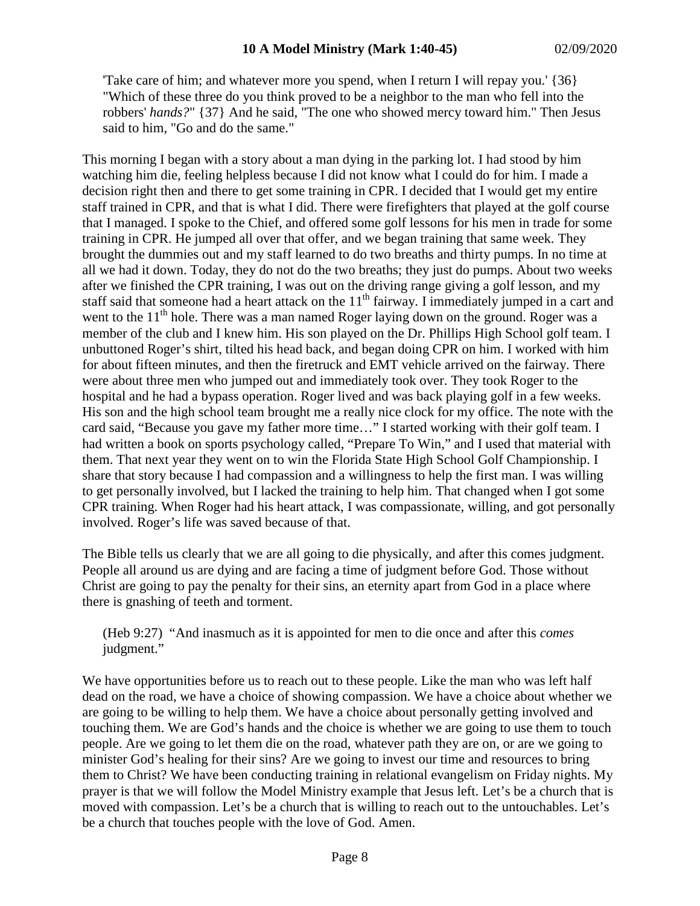'Take care of him; and whatever more you spend, when I return I will repay you.' {36} "Which of these three do you think proved to be a neighbor to the man who fell into the robbers' *hands?*" {37} And he said, "The one who showed mercy toward him." Then Jesus said to him, "Go and do the same."

This morning I began with a story about a man dying in the parking lot. I had stood by him watching him die, feeling helpless because I did not know what I could do for him. I made a decision right then and there to get some training in CPR. I decided that I would get my entire staff trained in CPR, and that is what I did. There were firefighters that played at the golf course that I managed. I spoke to the Chief, and offered some golf lessons for his men in trade for some training in CPR. He jumped all over that offer, and we began training that same week. They brought the dummies out and my staff learned to do two breaths and thirty pumps. In no time at all we had it down. Today, they do not do the two breaths; they just do pumps. About two weeks after we finished the CPR training, I was out on the driving range giving a golf lesson, and my staff said that someone had a heart attack on the 11th fairway. I immediately jumped in a cart and went to the 11th hole. There was a man named Roger laying down on the ground. Roger was a member of the club and I knew him. His son played on the Dr. Phillips High School golf team. I unbuttoned Roger's shirt, tilted his head back, and began doing CPR on him. I worked with him for about fifteen minutes, and then the firetruck and EMT vehicle arrived on the fairway. There were about three men who jumped out and immediately took over. They took Roger to the hospital and he had a bypass operation. Roger lived and was back playing golf in a few weeks. His son and the high school team brought me a really nice clock for my office. The note with the card said, "Because you gave my father more time…" I started working with their golf team. I had written a book on sports psychology called, "Prepare To Win," and I used that material with them. That next year they went on to win the Florida State High School Golf Championship. I share that story because I had compassion and a willingness to help the first man. I was willing to get personally involved, but I lacked the training to help him. That changed when I got some CPR training. When Roger had his heart attack, I was compassionate, willing, and got personally involved. Roger's life was saved because of that.

The Bible tells us clearly that we are all going to die physically, and after this comes judgment. People all around us are dying and are facing a time of judgment before God. Those without Christ are going to pay the penalty for their sins, an eternity apart from God in a place where there is gnashing of teeth and torment.

(Heb 9:27) "And inasmuch as it is appointed for men to die once and after this *comes* judgment."

We have opportunities before us to reach out to these people. Like the man who was left half dead on the road, we have a choice of showing compassion. We have a choice about whether we are going to be willing to help them. We have a choice about personally getting involved and touching them. We are God's hands and the choice is whether we are going to use them to touch people. Are we going to let them die on the road, whatever path they are on, or are we going to minister God's healing for their sins? Are we going to invest our time and resources to bring them to Christ? We have been conducting training in relational evangelism on Friday nights. My prayer is that we will follow the Model Ministry example that Jesus left. Let's be a church that is moved with compassion. Let's be a church that is willing to reach out to the untouchables. Let's be a church that touches people with the love of God. Amen.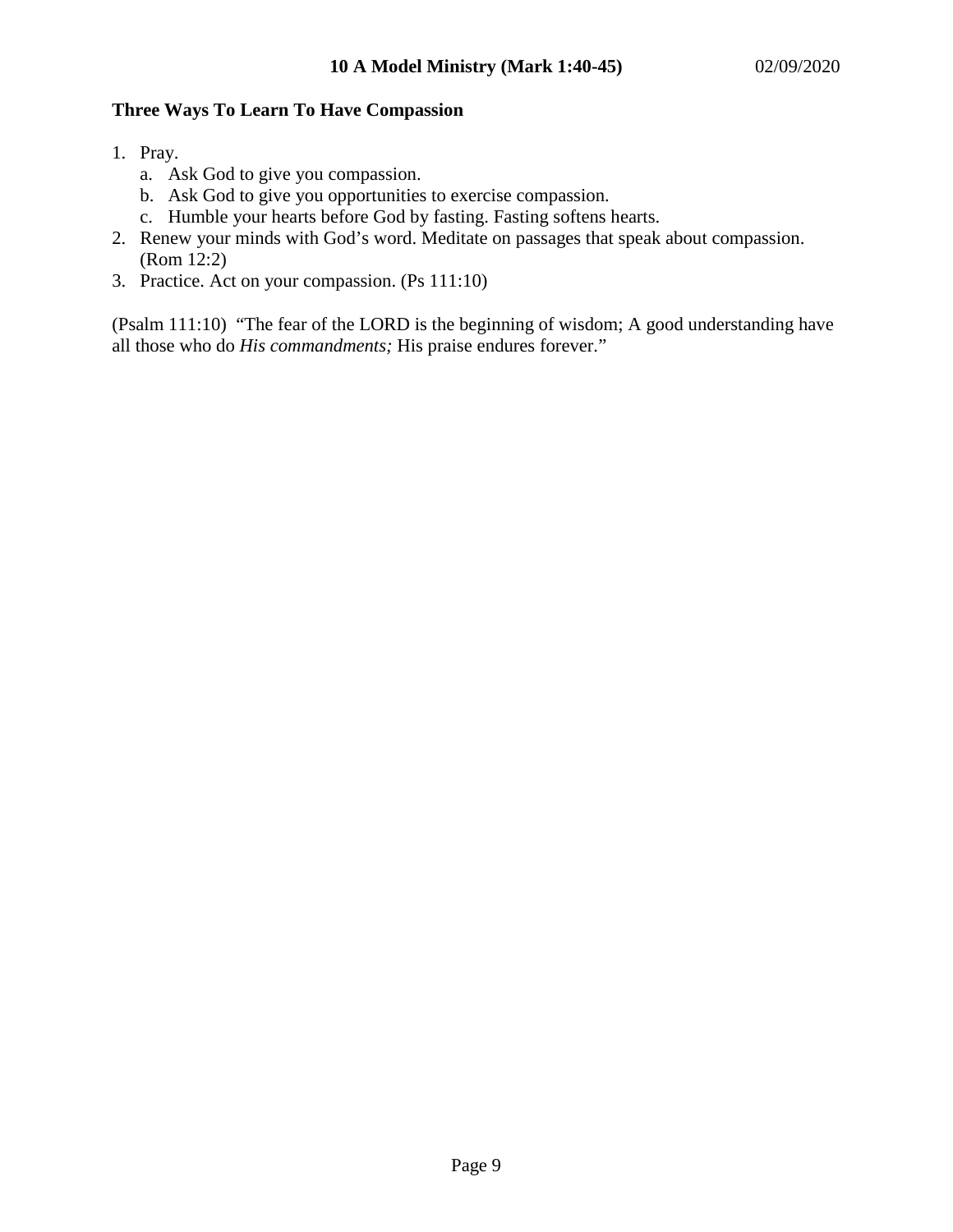### Three Ways To Learn To Have Compassion

1. Pray.
   a. Ask God to give you compassion.
   b. Ask God to give you opportunities to exercise compassion.
   c. Humble your hearts before God by fasting. Fasting softens hearts.
2. Renew your minds with God's word. Meditate on passages that speak about compassion. (Rom 12:2)
3. Practice. Act on your compassion. (Ps 111:10)

(Psalm 111:10) "The fear of the LORD is the beginning of wisdom; A good understanding have all those who do *His commandments;* His praise endures forever."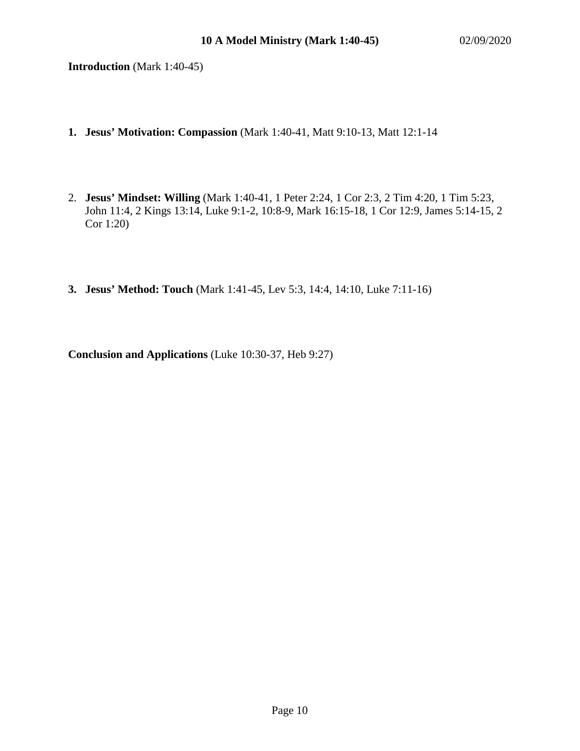# 10 A Model Ministry (Mark 1:40-45)

02/09/2020

**Introduction** (Mark 1:40-45)

1. **Jesus' Motivation: Compassion** (Mark 1:40-41, Matt 9:10-13, Matt 12:1-14

2. **Jesus' Mindset: Willing** (Mark 1:40-41, 1 Peter 2:24, 1 Cor 2:3, 2 Tim 4:20, 1 Tim 5:23, John 11:4, 2 Kings 13:14, Luke 9:1-2, 10:8-9, Mark 16:15-18, 1 Cor 12:9, James 5:14-15, 2 Cor 1:20)

3. **Jesus' Method: Touch** (Mark 1:41-45, Lev 5:3, 14:4, 14:10, Luke 7:11-16)

**Conclusion and Applications** (Luke 10:30-37, Heb 9:27)